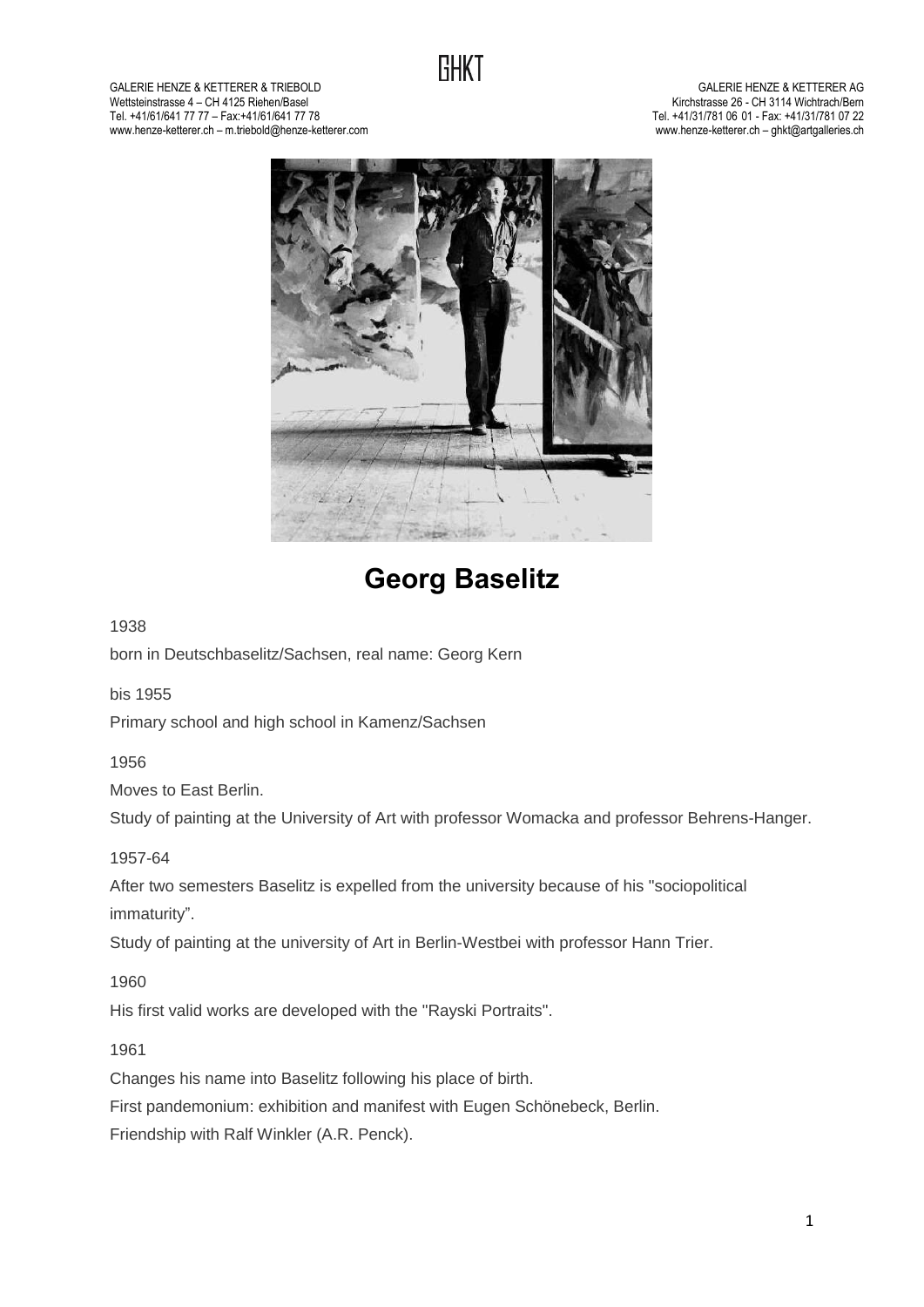# Georg Baselitz

1938

born in Deutschbaselitz/Sachsen, real name: Georg Kern

bis 1955

Primary school and high school in Kamenz/Sachsen

1956

Moves to East Berlin.

Study of painting at the University of Art with professor Womacka and professor Behrens-Hanger.

1957-64

After two semesters Baselitz is expelled from the university because of his "sociopolitical immaturity".

Study of painting at the university of Art in Berlin-Westbei with professor Hann Trier.

1960

His first valid works are developed with the "Rayski Portraits".

1961

Changes his name into Baselitz following his place of birth.

First pandemonium: exhibition and manifest with Eugen Schönebeck, Berlin.

Friendship with Ralf Winkler (A.R. Penck).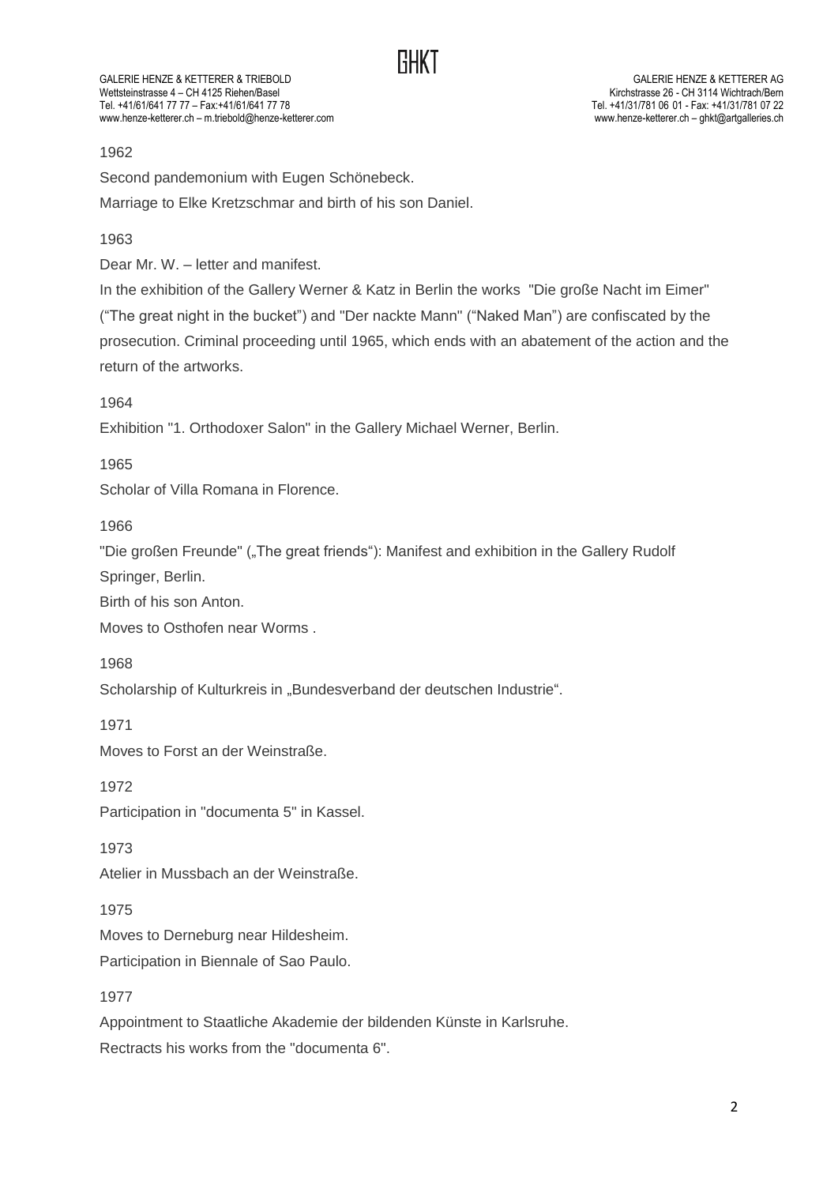1962

Second pandemonium with Eugen Schönebeck.

Marriage to Elke Kretzschmar and birth of his son Daniel.

1963

Dear Mr. W. – letter and manifest.

In the exhibition of the Gallery Werner & Katz in Berlin the works "Die große Nacht im Eimer" ("The great night in the bucket") and "Der nackte Mann" ("Naked Man") are confiscated by the prosecution. Criminal proceeding until 1965, which ends with an abatement of the action and the return of the artworks.

1964

Exhibition "1. Orthodoxer Salon" in the Gallery Michael Werner, Berlin.

1965

Scholar of Villa Romana in Florence.

1966

"Die großen Freunde" („The great friends"): Manifest and exhibition in the Gallery Rudolf Springer, Berlin.

Birth of his son Anton.

Moves to Osthofen near Worms .

1968

Scholarship of Kulturkreis in „Bundesverband der deutschen Industrie".

1971

Moves to Forst an der Weinstraße.

1972

Participation in "documenta 5" in Kassel.

1973

Atelier in Mussbach an der Weinstraße.

1975

Moves to Derneburg near Hildesheim.

Participation in Biennale of Sao Paulo.

1977

Appointment to Staatliche Akademie der bildenden Künste in Karlsruhe.

Rectracts his works from the "documenta 6".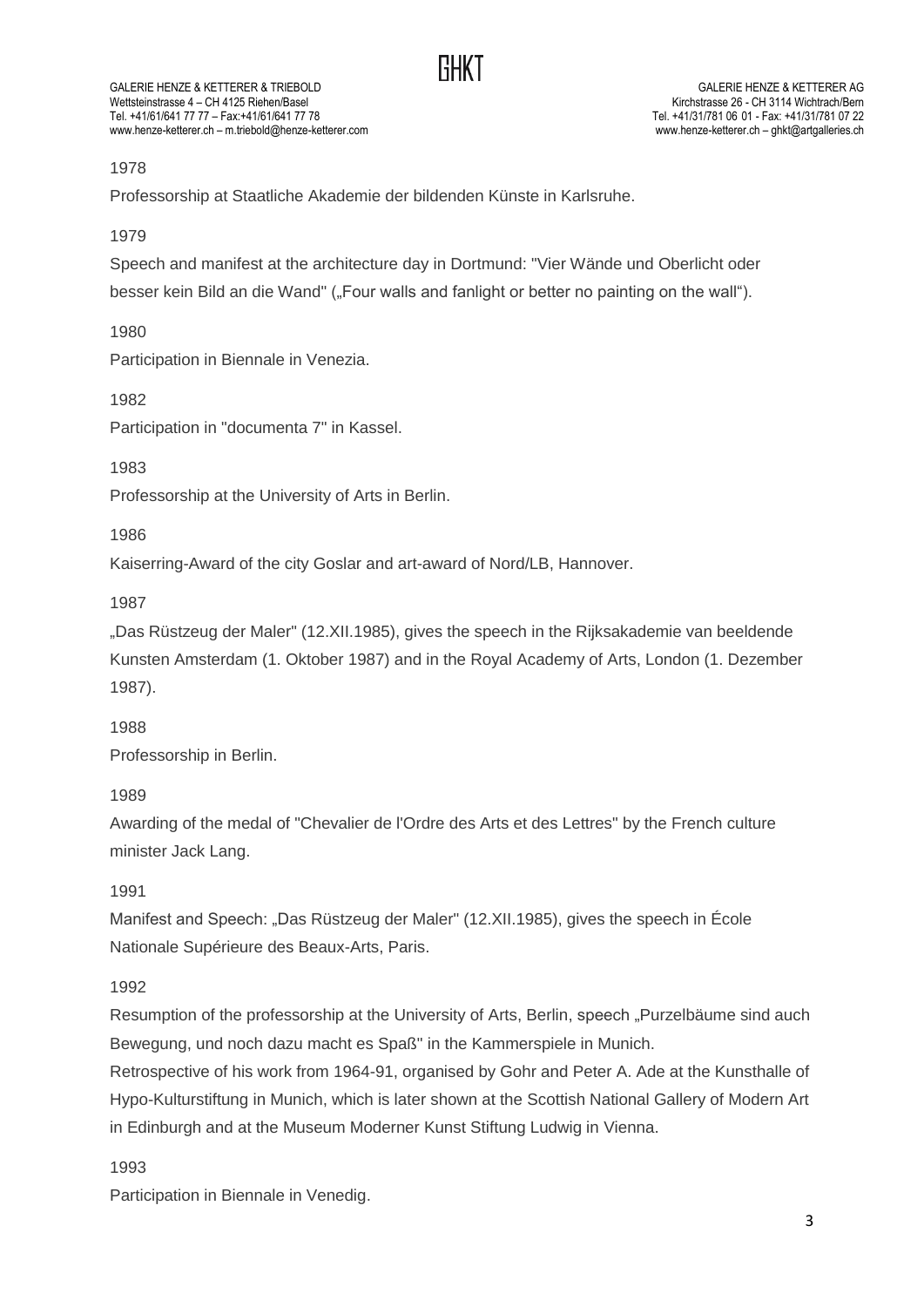1978

Professorship at Staatliche Akademie der bildenden Künste in Karlsruhe.

1979

Speech and manifest at the architecture day in Dortmund: "Vier Wände und Oberlicht oder besser kein Bild an die Wand" („Four walls and fanlight or better no painting on the wall").

1980

Participation in Biennale in Venezia.

1982

Participation in "documenta 7" in Kassel.

1983

Professorship at the University of Arts in Berlin.

1986

Kaiserring-Award of the city Goslar and art-award of Nord/LB, Hannover.

1987

„Das Rüstzeug der Maler" (12.XII.1985), gives the speech in the Rijksakademie van beeldende Kunsten Amsterdam (1. Oktober 1987) and in the Royal Academy of Arts, London (1. Dezember 1987).

1988

Professorship in Berlin.

1989

Awarding of the medal of "Chevalier de l'Ordre des Arts et des Lettres" by the French culture minister Jack Lang.

1991

Manifest and Speech: „Das Rüstzeug der Maler" (12.XII.1985), gives the speech in École Nationale Supérieure des Beaux-Arts, Paris.

1992

Resumption of the professorship at the University of Arts, Berlin, speech „Purzelbäume sind auch Bewegung, und noch dazu macht es Spaß" in the Kammerspiele in Munich.

Retrospective of his work from 1964-91, organised by Gohr and Peter A. Ade at the Kunsthalle of Hypo-Kulturstiftung in Munich, which is later shown at the Scottish National Gallery of Modern Art in Edinburgh and at the Museum Moderner Kunst Stiftung Ludwig in Vienna.

1993

Participation in Biennale in Venedig.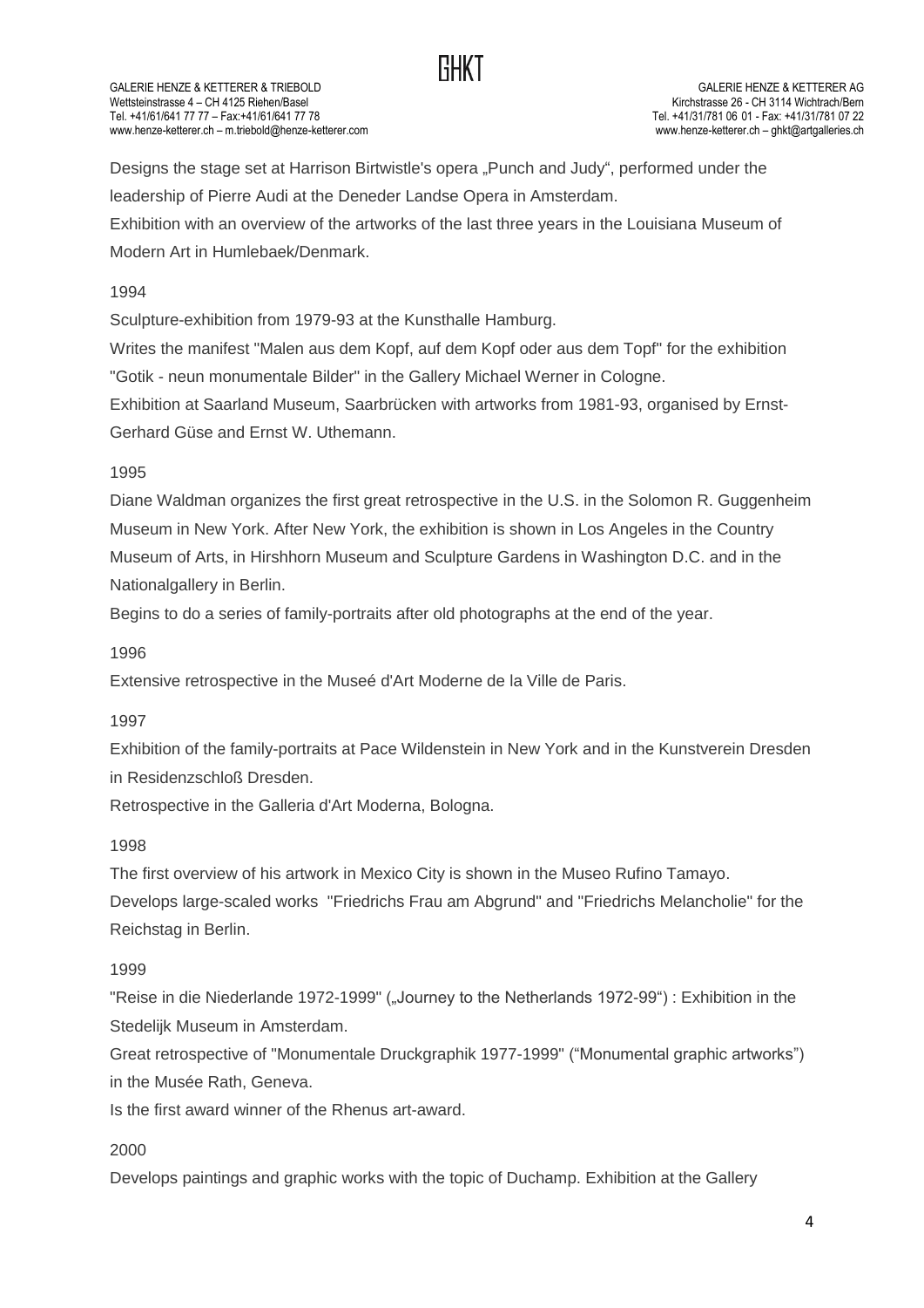Designs the stage set at Harrison Birtwistle's opera „Punch and Judy", performed under the leadership of Pierre Audi at the Deneder Landse Opera in Amsterdam.

Exhibition with an overview of the artworks of the last three years in the Louisiana Museum of Modern Art in Humlebaek/Denmark.

1994

Sculpture-exhibition from 1979-93 at the Kunsthalle Hamburg.

Writes the manifest "Malen aus dem Kopf, auf dem Kopf oder aus dem Topf" for the exhibition "Gotik - neun monumentale Bilder" in the Gallery Michael Werner in Cologne.

Exhibition at Saarland Museum, Saarbrücken with artworks from 1981-93, organised by Ernst-Gerhard Güse and Ernst W. Uthemann.

1995

Diane Waldman organizes the first great retrospective in the U.S. in the Solomon R. Guggenheim Museum in New York. After New York, the exhibition is shown in Los Angeles in the Country Museum of Arts, in Hirshhorn Museum and Sculpture Gardens in Washington D.C. and in the Nationalgallery in Berlin.

Begins to do a series of family-portraits after old photographs at the end of the year.

1996

Extensive retrospective in the Museé d'Art Moderne de la Ville de Paris.

1997

Exhibition of the family-portraits at Pace Wildenstein in New York and in the Kunstverein Dresden in Residenzschloß Dresden.

Retrospective in the Galleria d'Art Moderna, Bologna.

1998

The first overview of his artwork in Mexico City is shown in the Museo Rufino Tamayo.

Develops large-scaled works "Friedrichs Frau am Abgrund" and "Friedrichs Melancholie" for the Reichstag in Berlin.

1999

"Reise in die Niederlande 1972-1999" („Journey to the Netherlands 1972-99") : Exhibition in the Stedelijk Museum in Amsterdam.

Great retrospective of "Monumentale Druckgraphik 1977-1999" ("Monumental graphic artworks") in the Musée Rath, Geneva.

Is the first award winner of the Rhenus art-award.

2000

Develops paintings and graphic works with the topic of Duchamp. Exhibition at the Gallery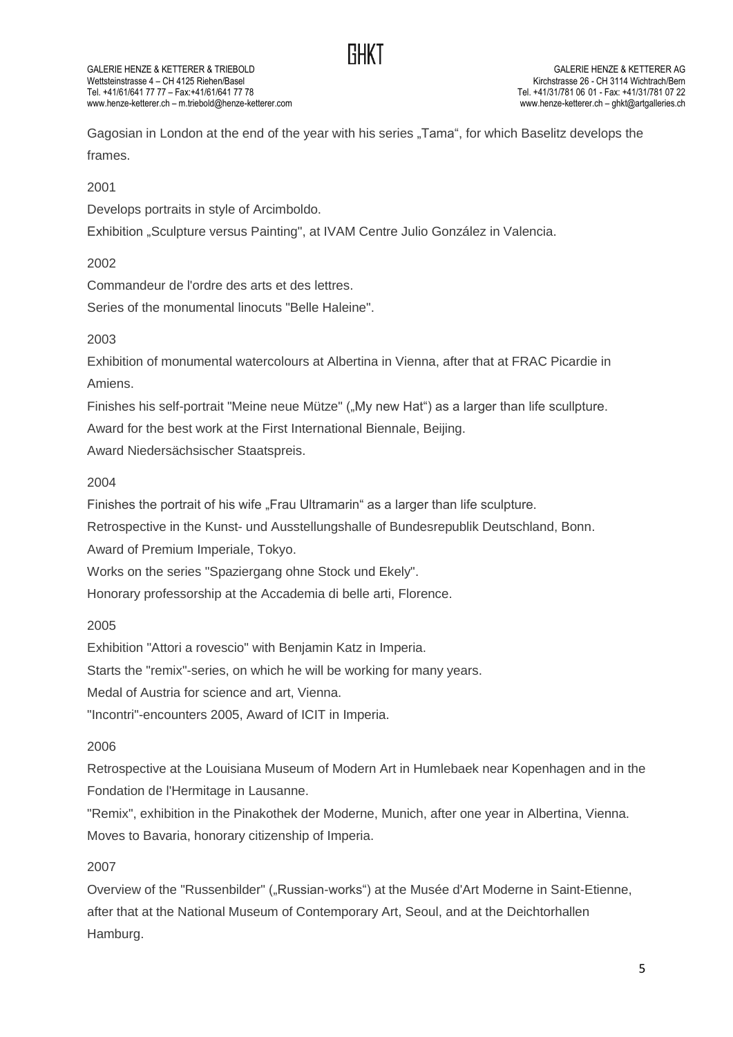Gagosian in London at the end of the year with his series „Tama", for which Baselitz develops the frames.

2001

Develops portraits in style of Arcimboldo.

Exhibition „Sculpture versus Painting", at IVAM Centre Julio González in Valencia.

2002

Commandeur de l'ordre des arts et des lettres.

Series of the monumental linocuts "Belle Haleine".

2003

Exhibition of monumental watercolours at Albertina in Vienna, after that at FRAC Picardie in Amiens.

Finishes his self-portrait "Meine neue Mütze" („My new Hat") as a larger than life scullpture.

Award for the best work at the First International Biennale, Beijing.

Award Niedersächsischer Staatspreis.

2004

Finishes the portrait of his wife „Frau Ultramarin" as a larger than life sculpture.

Retrospective in the Kunst- und Ausstellungshalle of Bundesrepublik Deutschland, Bonn.

Award of Premium Imperiale, Tokyo.

Works on the series "Spaziergang ohne Stock und Ekely".

Honorary professorship at the Accademia di belle arti, Florence.

2005

Exhibition "Attori a rovescio" with Benjamin Katz in Imperia.

Starts the "remix"-series, on which he will be working for many years.

Medal of Austria for science and art, Vienna.

"Incontri"-encounters 2005, Award of ICIT in Imperia.

2006

Retrospective at the Louisiana Museum of Modern Art in Humlebaek near Kopenhagen and in the Fondation de l'Hermitage in Lausanne.

"Remix", exhibition in the Pinakothek der Moderne, Munich, after one year in Albertina, Vienna.

Moves to Bavaria, honorary citizenship of Imperia.

2007

Overview of the "Russenbilder" („Russian-works") at the Musée d'Art Moderne in Saint-Etienne, after that at the National Museum of Contemporary Art, Seoul, and at the Deichtorhallen Hamburg.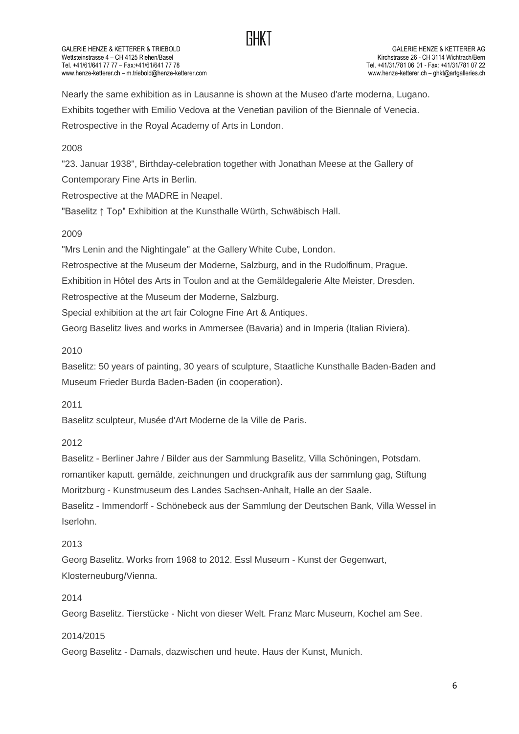Nearly the same exhibition as in Lausanne is shown at the Museo d'arte moderna, Lugano.
Exhibits together with Emilio Vedova at the Venetian pavilion of the Biennale of Venecia.
Retrospective in the Royal Academy of Arts in London.

2008

"23. Januar 1938", Birthday-celebration together with Jonathan Meese at the Gallery of Contemporary Fine Arts in Berlin.
Retrospective at the MADRE in Neapel.
"Baselitz ↑ Top" Exhibition at the Kunsthalle Würth, Schwäbisch Hall.

2009

"Mrs Lenin and the Nightingale" at the Gallery White Cube, London.
Retrospective at the Museum der Moderne, Salzburg, and in the Rudolfinum, Prague.
Exhibition in Hôtel des Arts in Toulon and at the Gemäldegalerie Alte Meister, Dresden.
Retrospective at the Museum der Moderne, Salzburg.
Special exhibition at the art fair Cologne Fine Art & Antiques.
Georg Baselitz lives and works in Ammersee (Bavaria) and in Imperia (Italian Riviera).

2010

Baselitz: 50 years of painting, 30 years of sculpture, Staatliche Kunsthalle Baden-Baden and Museum Frieder Burda Baden-Baden (in cooperation).

2011

Baselitz sculpteur, Musée d'Art Moderne de la Ville de Paris.

2012

Baselitz - Berliner Jahre / Bilder aus der Sammlung Baselitz, Villa Schöningen, Potsdam.
romantiker kaputt. gemälde, zeichnungen und druckgrafik aus der sammlung gag, Stiftung Moritzburg - Kunstmuseum des Landes Sachsen-Anhalt, Halle an der Saale.
Baselitz - Immendorff - Schönebeck aus der Sammlung der Deutschen Bank, Villa Wessel in Iserlohn.

2013

Georg Baselitz. Works from 1968 to 2012. Essl Museum - Kunst der Gegenwart, Klosterneuburg/Vienna.

2014

Georg Baselitz. Tierstücke - Nicht von dieser Welt. Franz Marc Museum, Kochel am See.

2014/2015

Georg Baselitz - Damals, dazwischen und heute. Haus der Kunst, Munich.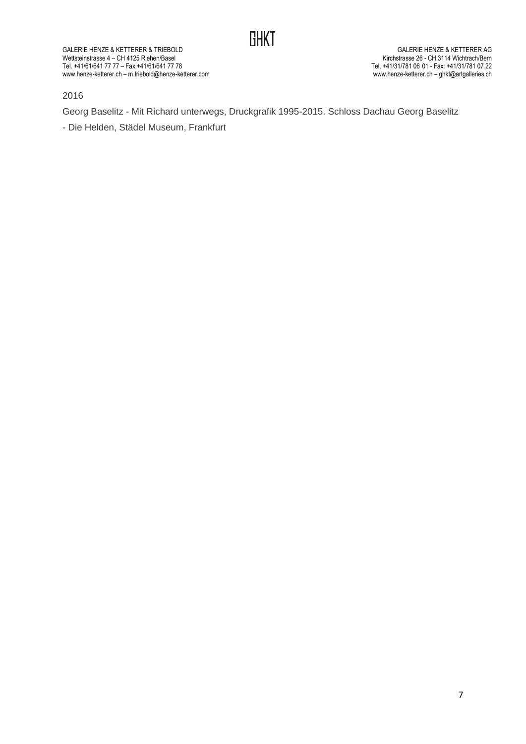2016

Georg Baselitz - Mit Richard unterwegs, Druckgrafik 1995-2015. Schloss Dachau Georg Baselitz

- Die Helden, Städel Museum, Frankfurt